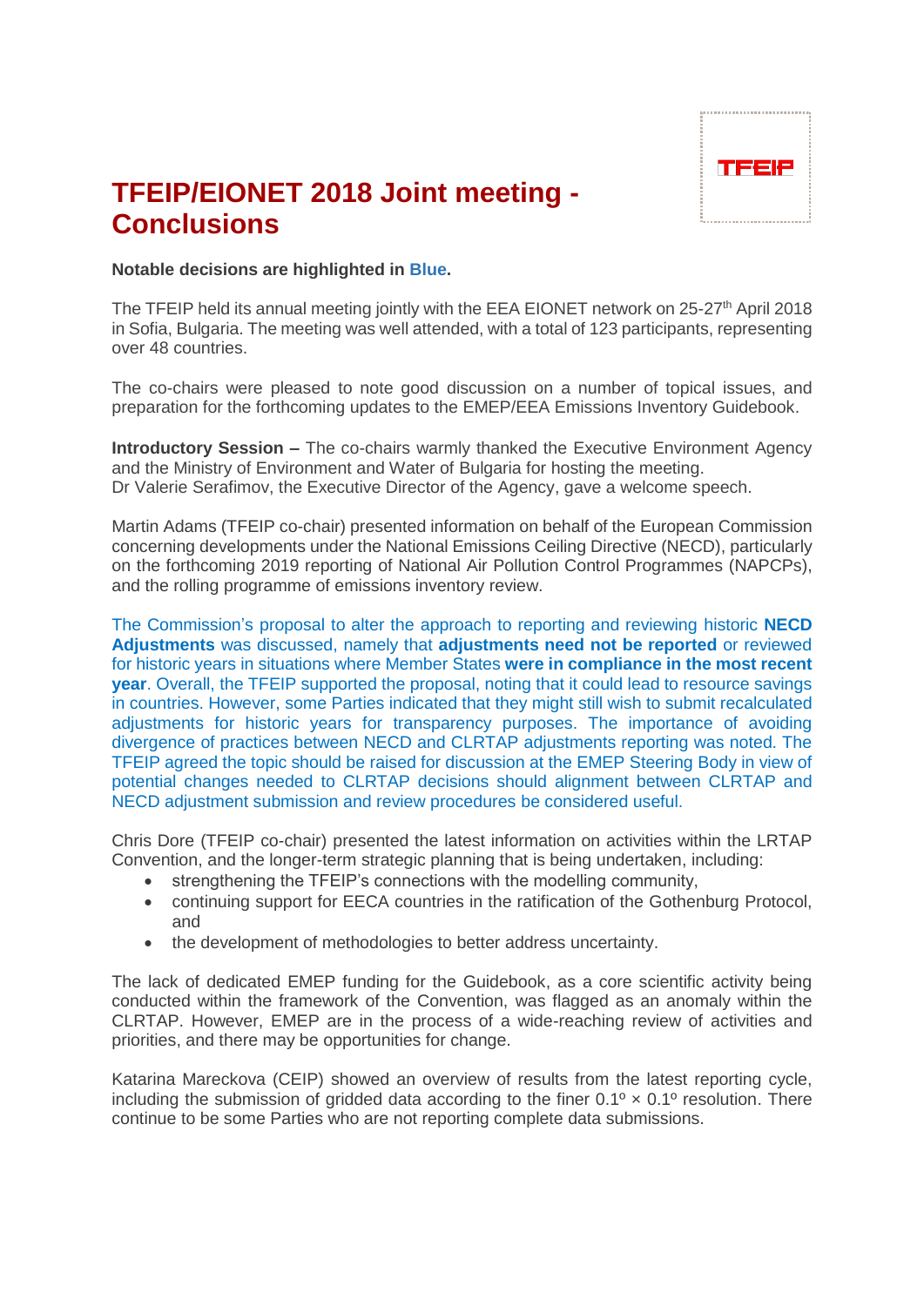# TFEIP/EIONET 2018 Joint meeting - Conclusions

**Notable decisions are highlighted in Blue.**

The TFEIP held its annual meeting jointly with the EEA EIONET network on 25-27th April 2018 in Sofia, Bulgaria. The meeting was well attended, with a total of 123 participants, representing over 48 countries.

The co-chairs were pleased to note good discussion on a number of topical issues, and preparation for the forthcoming updates to the EMEP/EEA Emissions Inventory Guidebook.

**Introductory Session –** The co-chairs warmly thanked the Executive Environment Agency and the Ministry of Environment and Water of Bulgaria for hosting the meeting. Dr Valerie Serafimov, the Executive Director of the Agency, gave a welcome speech.

Martin Adams (TFEIP co-chair) presented information on behalf of the European Commission concerning developments under the National Emissions Ceiling Directive (NECD), particularly on the forthcoming 2019 reporting of National Air Pollution Control Programmes (NAPCPs), and the rolling programme of emissions inventory review.

The Commission's proposal to alter the approach to reporting and reviewing historic **NECD Adjustments** was discussed, namely that **adjustments need not be reported** or reviewed for historic years in situations where Member States **were in compliance in the most recent year**. Overall, the TFEIP supported the proposal, noting that it could lead to resource savings in countries. However, some Parties indicated that they might still wish to submit recalculated adjustments for historic years for transparency purposes. The importance of avoiding divergence of practices between NECD and CLRTAP adjustments reporting was noted. The TFEIP agreed the topic should be raised for discussion at the EMEP Steering Body in view of potential changes needed to CLRTAP decisions should alignment between CLRTAP and NECD adjustment submission and review procedures be considered useful.

Chris Dore (TFEIP co-chair) presented the latest information on activities within the LRTAP Convention, and the longer-term strategic planning that is being undertaken, including:

- strengthening the TFEIP's connections with the modelling community,
- continuing support for EECA countries in the ratification of the Gothenburg Protocol, and
- the development of methodologies to better address uncertainty.

The lack of dedicated EMEP funding for the Guidebook, as a core scientific activity being conducted within the framework of the Convention, was flagged as an anomaly within the CLRTAP. However, EMEP are in the process of a wide-reaching review of activities and priorities, and there may be opportunities for change.

Katarina Mareckova (CEIP) showed an overview of results from the latest reporting cycle, including the submission of gridded data according to the finer 0.1º × 0.1º resolution. There continue to be some Parties who are not reporting complete data submissions.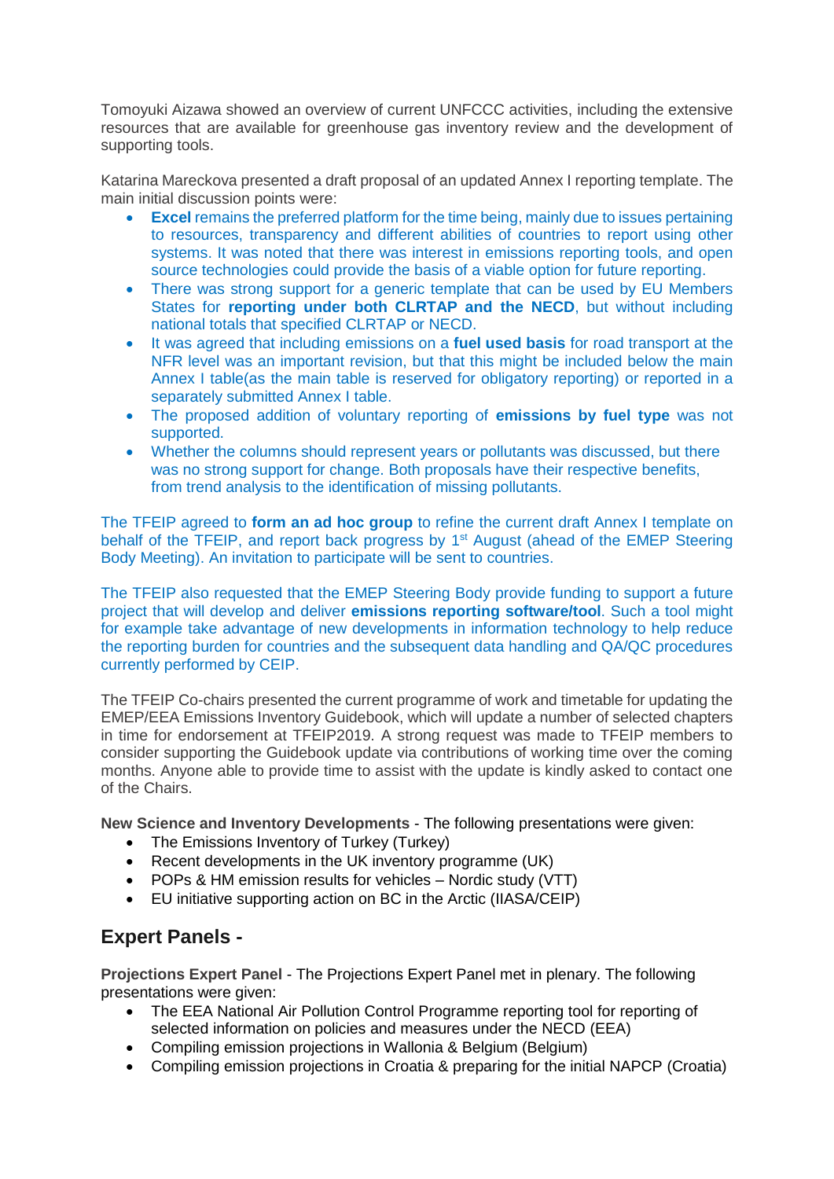Tomoyuki Aizawa showed an overview of current UNFCCC activities, including the extensive resources that are available for greenhouse gas inventory review and the development of supporting tools.

Katarina Mareckova presented a draft proposal of an updated Annex I reporting template. The main initial discussion points were:

- **Excel** remains the preferred platform for the time being, mainly due to issues pertaining to resources, transparency and different abilities of countries to report using other systems. It was noted that there was interest in emissions reporting tools, and open source technologies could provide the basis of a viable option for future reporting.
- There was strong support for a generic template that can be used by EU Members States for **reporting under both CLRTAP and the NECD**, but without including national totals that specified CLRTAP or NECD.
- It was agreed that including emissions on a **fuel used basis** for road transport at the NFR level was an important revision, but that this might be included below the main Annex I table(as the main table is reserved for obligatory reporting) or reported in a separately submitted Annex I table.
- The proposed addition of voluntary reporting of **emissions by fuel type** was not supported.
- Whether the columns should represent years or pollutants was discussed, but there was no strong support for change. Both proposals have their respective benefits, from trend analysis to the identification of missing pollutants.

The TFEIP agreed to **form an ad hoc group** to refine the current draft Annex I template on behalf of the TFEIP, and report back progress by 1st August (ahead of the EMEP Steering Body Meeting). An invitation to participate will be sent to countries.

The TFEIP also requested that the EMEP Steering Body provide funding to support a future project that will develop and deliver **emissions reporting software/tool**. Such a tool might for example take advantage of new developments in information technology to help reduce the reporting burden for countries and the subsequent data handling and QA/QC procedures currently performed by CEIP.

The TFEIP Co-chairs presented the current programme of work and timetable for updating the EMEP/EEA Emissions Inventory Guidebook, which will update a number of selected chapters in time for endorsement at TFEIP2019. A strong request was made to TFEIP members to consider supporting the Guidebook update via contributions of working time over the coming months. Anyone able to provide time to assist with the update is kindly asked to contact one of the Chairs.

**New Science and Inventory Developments** - The following presentations were given:

- The Emissions Inventory of Turkey (Turkey)
- Recent developments in the UK inventory programme (UK)
- POPs & HM emission results for vehicles – Nordic study (VTT)
- EU initiative supporting action on BC in the Arctic (IIASA/CEIP)

## Expert Panels -

**Projections Expert Panel** - The Projections Expert Panel met in plenary. The following presentations were given:

- The EEA National Air Pollution Control Programme reporting tool for reporting of selected information on policies and measures under the NECD (EEA)
- Compiling emission projections in Wallonia & Belgium (Belgium)
- Compiling emission projections in Croatia & preparing for the initial NAPCP (Croatia)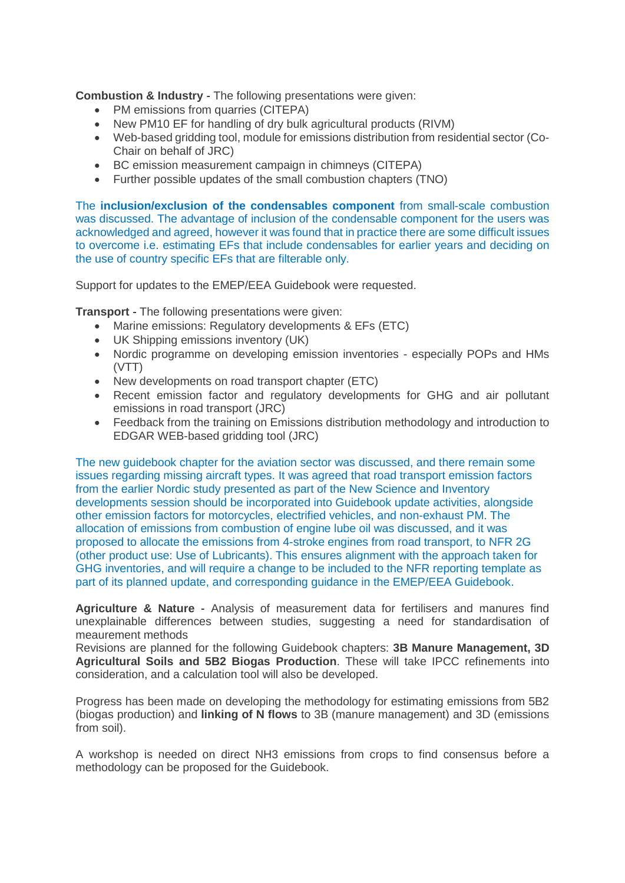**Combustion & Industry** - The following presentations were given:

- PM emissions from quarries (CITEPA)
- New PM10 EF for handling of dry bulk agricultural products (RIVM)
- Web-based gridding tool, module for emissions distribution from residential sector (Co-Chair on behalf of JRC)
- BC emission measurement campaign in chimneys (CITEPA)
- Further possible updates of the small combustion chapters (TNO)

The **inclusion/exclusion of the condensables component** from small-scale combustion was discussed. The advantage of inclusion of the condensable component for the users was acknowledged and agreed, however it was found that in practice there are some difficult issues to overcome i.e. estimating EFs that include condensables for earlier years and deciding on the use of country specific EFs that are filterable only.

Support for updates to the EMEP/EEA Guidebook were requested.

**Transport** - The following presentations were given:

- Marine emissions: Regulatory developments & EFs (ETC)
- UK Shipping emissions inventory (UK)
- Nordic programme on developing emission inventories - especially POPs and HMs (VTT)
- New developments on road transport chapter (ETC)
- Recent emission factor and regulatory developments for GHG and air pollutant emissions in road transport (JRC)
- Feedback from the training on Emissions distribution methodology and introduction to EDGAR WEB-based gridding tool (JRC)

The new guidebook chapter for the aviation sector was discussed, and there remain some issues regarding missing aircraft types. It was agreed that road transport emission factors from the earlier Nordic study presented as part of the New Science and Inventory developments session should be incorporated into Guidebook update activities, alongside other emission factors for motorcycles, electrified vehicles, and non-exhaust PM. The allocation of emissions from combustion of engine lube oil was discussed, and it was proposed to allocate the emissions from 4-stroke engines from road transport, to NFR 2G (other product use: Use of Lubricants). This ensures alignment with the approach taken for GHG inventories, and will require a change to be included to the NFR reporting template as part of its planned update, and corresponding guidance in the EMEP/EEA Guidebook.

**Agriculture & Nature** - Analysis of measurement data for fertilisers and manures find unexplainable differences between studies, suggesting a need for standardisation of meaurement methods
Revisions are planned for the following Guidebook chapters: **3B Manure Management, 3D Agricultural Soils and 5B2 Biogas Production**. These will take IPCC refinements into consideration, and a calculation tool will also be developed.

Progress has been made on developing the methodology for estimating emissions from 5B2 (biogas production) and **linking of N flows** to 3B (manure management) and 3D (emissions from soil).

A workshop is needed on direct $NH_3$ emissions from crops to find consensus before a methodology can be proposed for the Guidebook.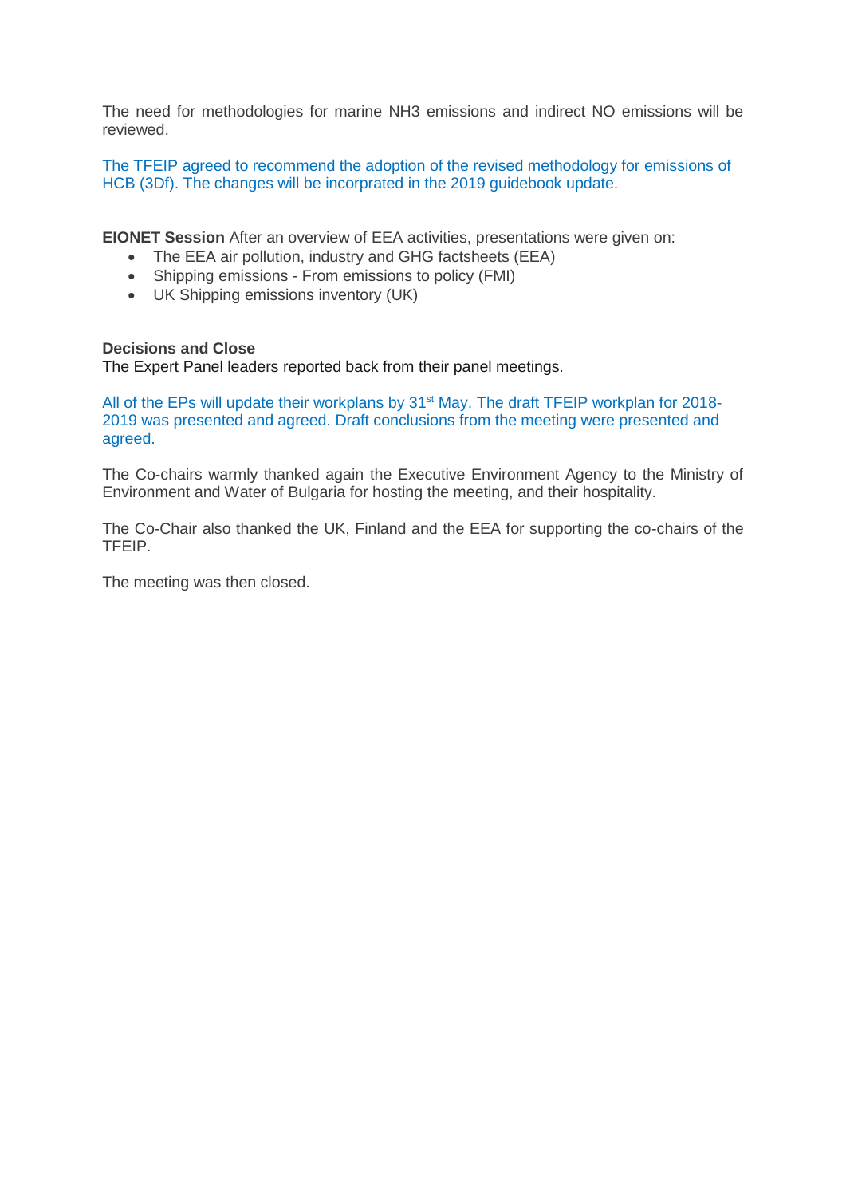The need for methodologies for marine $NH_3$ emissions and indirect NO emissions will be reviewed.

The TFEIP agreed to recommend the adoption of the revised methodology for emissions of HCB (3Df). The changes will be incorprated in the 2019 guidebook update.

**EIONET Session** After an overview of EEA activities, presentations were given on:

- The EEA air pollution, industry and GHG factsheets (EEA)
- Shipping emissions - From emissions to policy (FMI)
- UK Shipping emissions inventory (UK)

**Decisions and Close**

The Expert Panel leaders reported back from their panel meetings.

All of the EPs will update their workplans by 31st May. The draft TFEIP workplan for 2018-2019 was presented and agreed. Draft conclusions from the meeting were presented and agreed.

The Co-chairs warmly thanked again the Executive Environment Agency to the Ministry of Environment and Water of Bulgaria for hosting the meeting, and their hospitality.

The Co-Chair also thanked the UK, Finland and the EEA for supporting the co-chairs of the TFEIP.

The meeting was then closed.